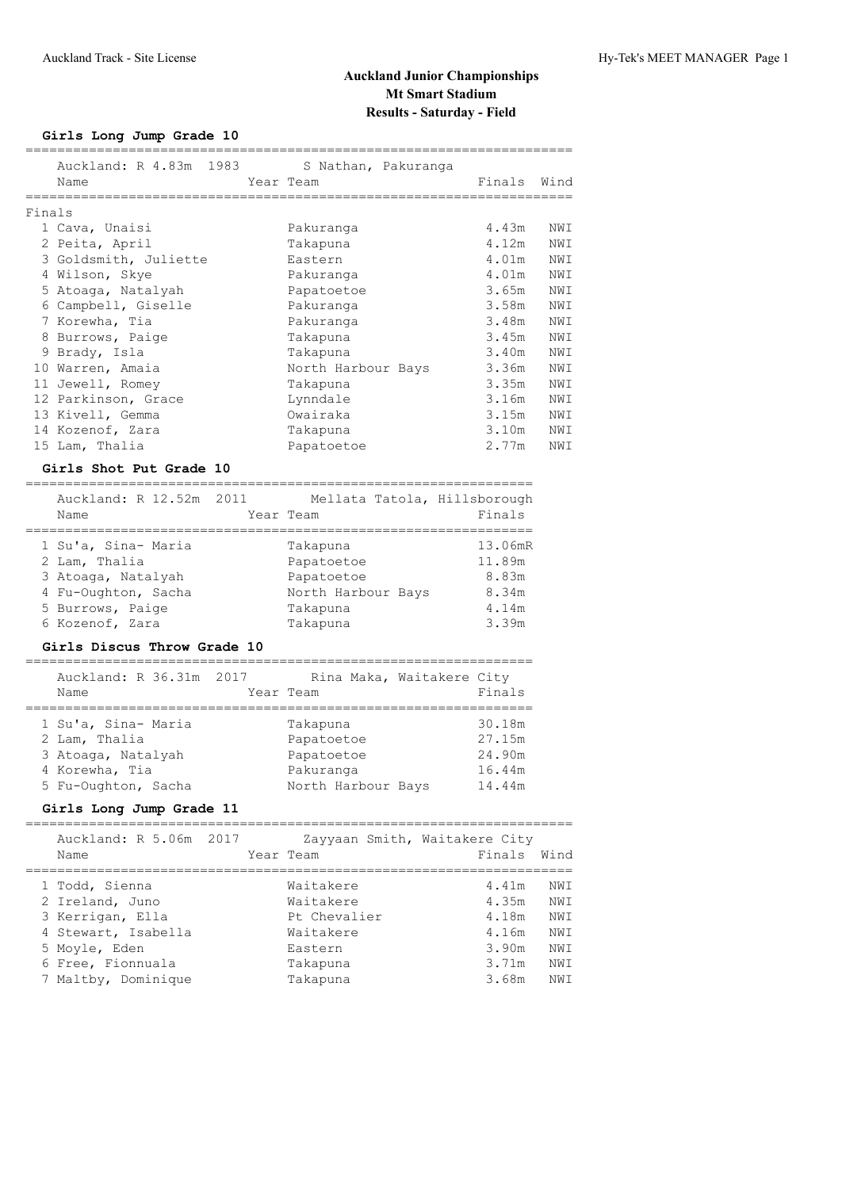# Auckland Junior Championships
## Mt Smart Stadium
### Results - Saturday - Field

**Girls Long Jump Grade 10**

Auckland: R 4.83m 1983 — S Nathan, Pakuranga

Finals

| Place | Name | Year | Team | Finals | Wind |
|---|---|---|---|---|---|
| 1 | Cava, Unaisi | | Pakuranga | 4.43m | NWI |
| 2 | Peita, April | | Takapuna | 4.12m | NWI |
| 3 | Goldsmith, Juliette | | Eastern | 4.01m | NWI |
| 4 | Wilson, Skye | | Pakuranga | 4.01m | NWI |
| 5 | Atoaga, Natalyah | | Papatoetoe | 3.65m | NWI |
| 6 | Campbell, Giselle | | Pakuranga | 3.58m | NWI |
| 7 | Korewha, Tia | | Pakuranga | 3.48m | NWI |
| 8 | Burrows, Paige | | Takapuna | 3.45m | NWI |
| 9 | Brady, Isla | | Takapuna | 3.40m | NWI |
| 10 | Warren, Amaia | | North Harbour Bays | 3.36m | NWI |
| 11 | Jewell, Romey | | Takapuna | 3.35m | NWI |
| 12 | Parkinson, Grace | | Lynndale | 3.16m | NWI |
| 13 | Kivell, Gemma | | Owairaka | 3.15m | NWI |
| 14 | Kozenof, Zara | | Takapuna | 3.10m | NWI |
| 15 | Lam, Thalia | | Papatoetoe | 2.77m | NWI |

**Girls Shot Put Grade 10**

Auckland: R 12.52m 2011 — Mellata Tatola, Hillsborough

| Place | Name | Year | Team | Finals |
|---|---|---|---|---|
| 1 | Su'a, Sina- Maria | | Takapuna | 13.06mR |
| 2 | Lam, Thalia | | Papatoetoe | 11.89m |
| 3 | Atoaga, Natalyah | | Papatoetoe | 8.83m |
| 4 | Fu-Oughton, Sacha | | North Harbour Bays | 8.34m |
| 5 | Burrows, Paige | | Takapuna | 4.14m |
| 6 | Kozenof, Zara | | Takapuna | 3.39m |

**Girls Discus Throw Grade 10**

Auckland: R 36.31m 2017 — Rina Maka, Waitakere City

| Place | Name | Year | Team | Finals |
|---|---|---|---|---|
| 1 | Su'a, Sina- Maria | | Takapuna | 30.18m |
| 2 | Lam, Thalia | | Papatoetoe | 27.15m |
| 3 | Atoaga, Natalyah | | Papatoetoe | 24.90m |
| 4 | Korewha, Tia | | Pakuranga | 16.44m |
| 5 | Fu-Oughton, Sacha | | North Harbour Bays | 14.44m |

**Girls Long Jump Grade 11**

Auckland: R 5.06m 2017 — Zayyaan Smith, Waitakere City

| Place | Name | Year | Team | Finals | Wind |
|---|---|---|---|---|---|
| 1 | Todd, Sienna | | Waitakere | 4.41m | NWI |
| 2 | Ireland, Juno | | Waitakere | 4.35m | NWI |
| 3 | Kerrigan, Ella | | Pt Chevalier | 4.18m | NWI |
| 4 | Stewart, Isabella | | Waitakere | 4.16m | NWI |
| 5 | Moyle, Eden | | Eastern | 3.90m | NWI |
| 6 | Free, Fionnuala | | Takapuna | 3.71m | NWI |
| 7 | Maltby, Dominique | | Takapuna | 3.68m | NWI |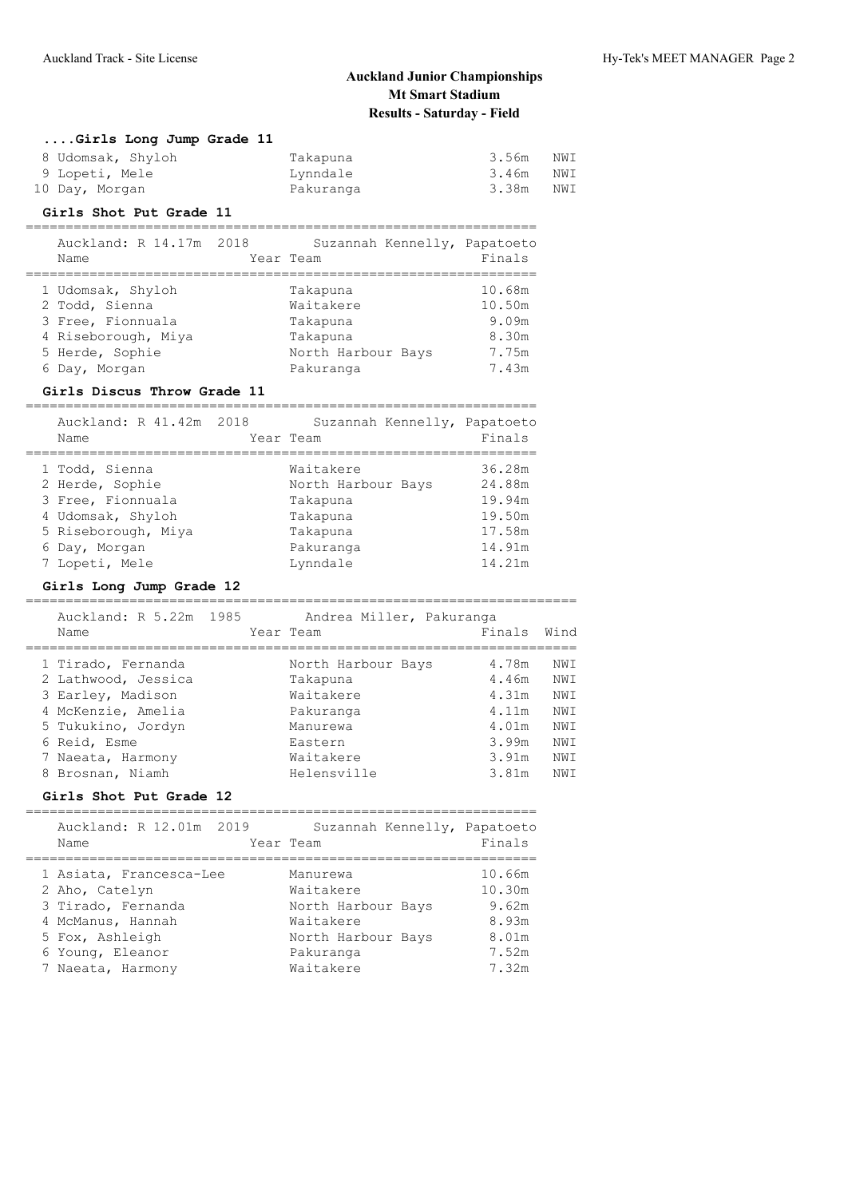# Auckland Junior Championships
## Mt Smart Stadium
## Results - Saturday - Field

### ....Girls Long Jump Grade 11

| Place | Name | Year | Team | Finals | Wind |
|---|---|---|---|---|---|
| 8 | Udomsak, Shyloh | | Takapuna | 3.56m | NWI |
| 9 | Lopeti, Mele | | Lynndale | 3.46m | NWI |
| 10 | Day, Morgan | | Pakuranga | 3.38m | NWI |

### Girls Shot Put Grade 11

Auckland: R 14.17m 2018 Suzannah Kennelly, Papatoeto

| Place | Name | Year | Team | Finals |
|---|---|---|---|---|
| 1 | Udomsak, Shyloh | | Takapuna | 10.68m |
| 2 | Todd, Sienna | | Waitakere | 10.50m |
| 3 | Free, Fionnuala | | Takapuna | 9.09m |
| 4 | Riseborough, Miya | | Takapuna | 8.30m |
| 5 | Herde, Sophie | | North Harbour Bays | 7.75m |
| 6 | Day, Morgan | | Pakuranga | 7.43m |

### Girls Discus Throw Grade 11

Auckland: R 41.42m 2018 Suzannah Kennelly, Papatoeto

| Place | Name | Year | Team | Finals |
|---|---|---|---|---|
| 1 | Todd, Sienna | | Waitakere | 36.28m |
| 2 | Herde, Sophie | | North Harbour Bays | 24.88m |
| 3 | Free, Fionnuala | | Takapuna | 19.94m |
| 4 | Udomsak, Shyloh | | Takapuna | 19.50m |
| 5 | Riseborough, Miya | | Takapuna | 17.58m |
| 6 | Day, Morgan | | Pakuranga | 14.91m |
| 7 | Lopeti, Mele | | Lynndale | 14.21m |

### Girls Long Jump Grade 12

Auckland: R 5.22m 1985 Andrea Miller, Pakuranga

| Place | Name | Year | Team | Finals | Wind |
|---|---|---|---|---|---|
| 1 | Tirado, Fernanda | | North Harbour Bays | 4.78m | NWI |
| 2 | Lathwood, Jessica | | Takapuna | 4.46m | NWI |
| 3 | Earley, Madison | | Waitakere | 4.31m | NWI |
| 4 | McKenzie, Amelia | | Pakuranga | 4.11m | NWI |
| 5 | Tukukino, Jordyn | | Manurewa | 4.01m | NWI |
| 6 | Reid, Esme | | Eastern | 3.99m | NWI |
| 7 | Naeata, Harmony | | Waitakere | 3.91m | NWI |
| 8 | Brosnan, Niamh | | Helensville | 3.81m | NWI |

### Girls Shot Put Grade 12

Auckland: R 12.01m 2019 Suzannah Kennelly, Papatoeto

| Place | Name | Year | Team | Finals |
|---|---|---|---|---|
| 1 | Asiata, Francesca-Lee | | Manurewa | 10.66m |
| 2 | Aho, Catelyn | | Waitakere | 10.30m |
| 3 | Tirado, Fernanda | | North Harbour Bays | 9.62m |
| 4 | McManus, Hannah | | Waitakere | 8.93m |
| 5 | Fox, Ashleigh | | North Harbour Bays | 8.01m |
| 6 | Young, Eleanor | | Pakuranga | 7.52m |
| 7 | Naeata, Harmony | | Waitakere | 7.32m |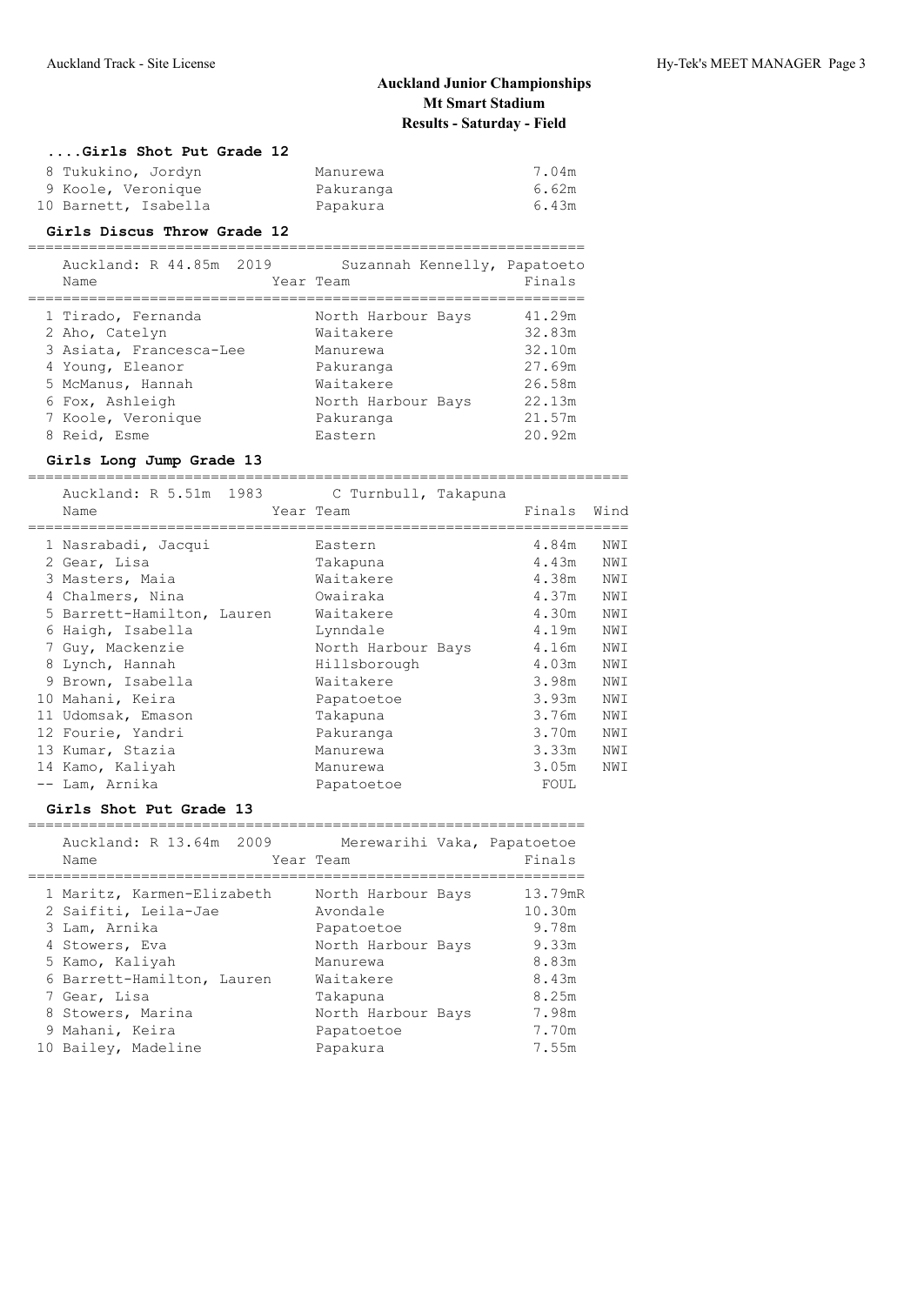**Auckland Junior Championships**
**Mt Smart Stadium**
**Results - Saturday - Field**

### ....Girls Shot Put Grade 12

| Place | Name | Year | Team | Finals |
|---|---|---|---|---|
| 8 | Tukukino, Jordyn | | Manurewa | 7.04m |
| 9 | Koole, Veronique | | Pakuranga | 6.62m |
| 10 | Barnett, Isabella | | Papakura | 6.43m |

### Girls Discus Throw Grade 12

Auckland: R 44.85m 2019 Suzannah Kennelly, Papatoeto

| Place | Name | Year | Team | Finals |
|---|---|---|---|---|
| 1 | Tirado, Fernanda | | North Harbour Bays | 41.29m |
| 2 | Aho, Catelyn | | Waitakere | 32.83m |
| 3 | Asiata, Francesca-Lee | | Manurewa | 32.10m |
| 4 | Young, Eleanor | | Pakuranga | 27.69m |
| 5 | McManus, Hannah | | Waitakere | 26.58m |
| 6 | Fox, Ashleigh | | North Harbour Bays | 22.13m |
| 7 | Koole, Veronique | | Pakuranga | 21.57m |
| 8 | Reid, Esme | | Eastern | 20.92m |

### Girls Long Jump Grade 13

Auckland: R 5.51m 1983 C Turnbull, Takapuna

| Place | Name | Year | Team | Finals | Wind |
|---|---|---|---|---|---|
| 1 | Nasrabadi, Jacqui | | Eastern | 4.84m | NWI |
| 2 | Gear, Lisa | | Takapuna | 4.43m | NWI |
| 3 | Masters, Maia | | Waitakere | 4.38m | NWI |
| 4 | Chalmers, Nina | | Owairaka | 4.37m | NWI |
| 5 | Barrett-Hamilton, Lauren | | Waitakere | 4.30m | NWI |
| 6 | Haigh, Isabella | | Lynndale | 4.19m | NWI |
| 7 | Guy, Mackenzie | | North Harbour Bays | 4.16m | NWI |
| 8 | Lynch, Hannah | | Hillsborough | 4.03m | NWI |
| 9 | Brown, Isabella | | Waitakere | 3.98m | NWI |
| 10 | Mahani, Keira | | Papatoetoe | 3.93m | NWI |
| 11 | Udomsak, Emason | | Takapuna | 3.76m | NWI |
| 12 | Fourie, Yandri | | Pakuranga | 3.70m | NWI |
| 13 | Kumar, Stazia | | Manurewa | 3.33m | NWI |
| 14 | Kamo, Kaliyah | | Manurewa | 3.05m | NWI |
| -- | Lam, Arnika | | Papatoetoe | FOUL | |

### Girls Shot Put Grade 13

Auckland: R 13.64m 2009 Merewarihi Vaka, Papatoetoe

| Place | Name | Year | Team | Finals |
|---|---|---|---|---|
| 1 | Maritz, Karmen-Elizabeth | | North Harbour Bays | 13.79mR |
| 2 | Saifiti, Leila-Jae | | Avondale | 10.30m |
| 3 | Lam, Arnika | | Papatoetoe | 9.78m |
| 4 | Stowers, Eva | | North Harbour Bays | 9.33m |
| 5 | Kamo, Kaliyah | | Manurewa | 8.83m |
| 6 | Barrett-Hamilton, Lauren | | Waitakere | 8.43m |
| 7 | Gear, Lisa | | Takapuna | 8.25m |
| 8 | Stowers, Marina | | North Harbour Bays | 7.98m |
| 9 | Mahani, Keira | | Papatoetoe | 7.70m |
| 10 | Bailey, Madeline | | Papakura | 7.55m |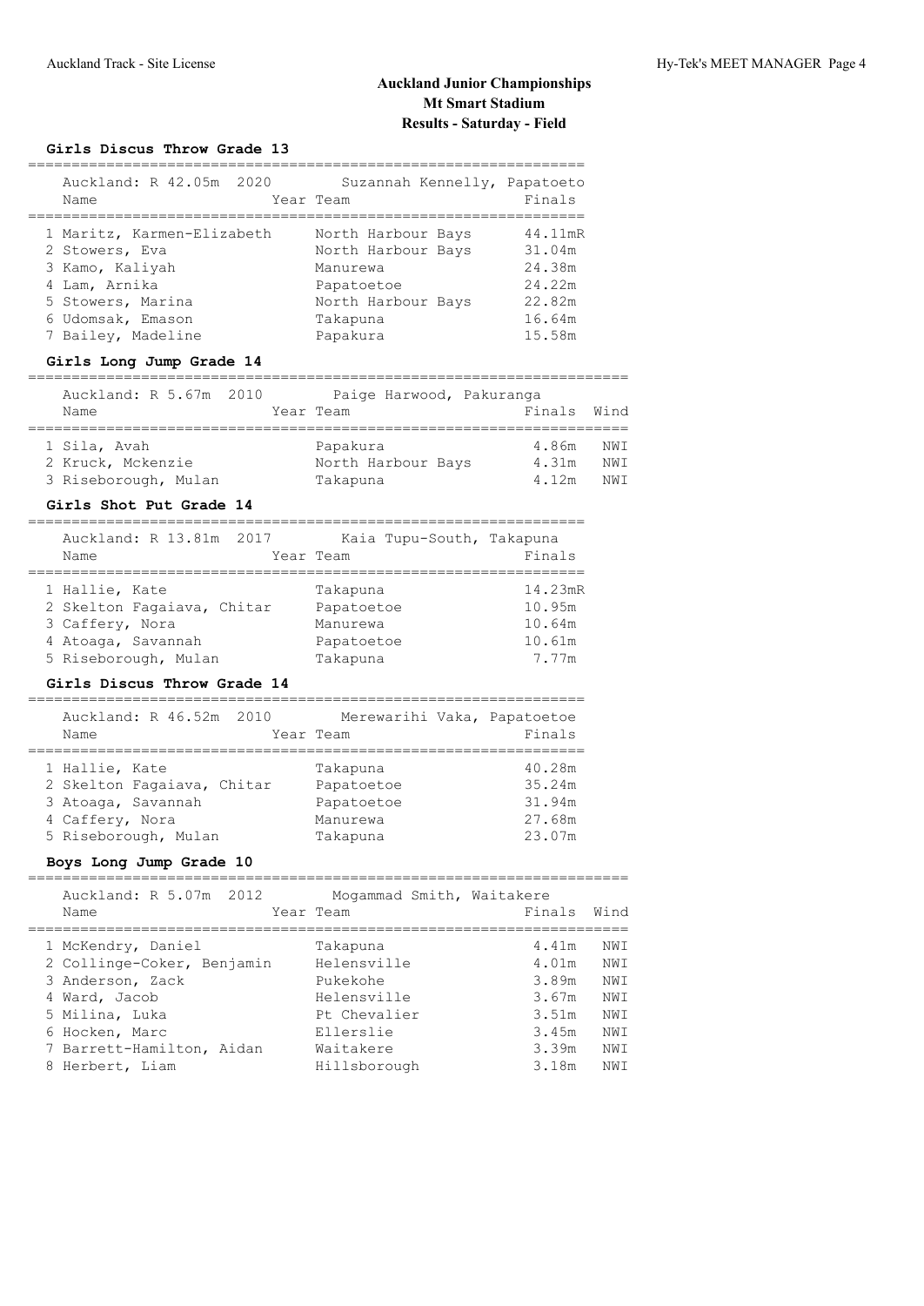# Auckland Junior Championships
## Mt Smart Stadium
### Results - Saturday - Field

#### Girls Discus Throw Grade 13

Auckland: R 42.05m 2020 Suzannah Kennelly, Papatoeto

| Place | Name | Year | Team | Finals |
|---|---|---|---|---|
| 1 | Maritz, Karmen-Elizabeth | | North Harbour Bays | 44.11mR |
| 2 | Stowers, Eva | | North Harbour Bays | 31.04m |
| 3 | Kamo, Kaliyah | | Manurewa | 24.38m |
| 4 | Lam, Arnika | | Papatoetoe | 24.22m |
| 5 | Stowers, Marina | | North Harbour Bays | 22.82m |
| 6 | Udomsak, Emason | | Takapuna | 16.64m |
| 7 | Bailey, Madeline | | Papakura | 15.58m |

#### Girls Long Jump Grade 14

Auckland: R 5.67m 2010 Paige Harwood, Pakuranga

| Place | Name | Year | Team | Finals | Wind |
|---|---|---|---|---|---|
| 1 | Sila, Avah | | Papakura | 4.86m | NWI |
| 2 | Kruck, Mckenzie | | North Harbour Bays | 4.31m | NWI |
| 3 | Riseborough, Mulan | | Takapuna | 4.12m | NWI |

#### Girls Shot Put Grade 14

Auckland: R 13.81m 2017 Kaia Tupu-South, Takapuna

| Place | Name | Year | Team | Finals |
|---|---|---|---|---|
| 1 | Hallie, Kate | | Takapuna | 14.23mR |
| 2 | Skelton Fagaiava, Chitar | | Papatoetoe | 10.95m |
| 3 | Caffery, Nora | | Manurewa | 10.64m |
| 4 | Atoaga, Savannah | | Papatoetoe | 10.61m |
| 5 | Riseborough, Mulan | | Takapuna | 7.77m |

#### Girls Discus Throw Grade 14

Auckland: R 46.52m 2010 Merewarihi Vaka, Papatoetoe

| Place | Name | Year | Team | Finals |
|---|---|---|---|---|
| 1 | Hallie, Kate | | Takapuna | 40.28m |
| 2 | Skelton Fagaiava, Chitar | | Papatoetoe | 35.24m |
| 3 | Atoaga, Savannah | | Papatoetoe | 31.94m |
| 4 | Caffery, Nora | | Manurewa | 27.68m |
| 5 | Riseborough, Mulan | | Takapuna | 23.07m |

#### Boys Long Jump Grade 10

Auckland: R 5.07m 2012 Mogammad Smith, Waitakere

| Place | Name | Year | Team | Finals | Wind |
|---|---|---|---|---|---|
| 1 | McKendry, Daniel | | Takapuna | 4.41m | NWI |
| 2 | Collinge-Coker, Benjamin | | Helensville | 4.01m | NWI |
| 3 | Anderson, Zack | | Pukekohe | 3.89m | NWI |
| 4 | Ward, Jacob | | Helensville | 3.67m | NWI |
| 5 | Milina, Luka | | Pt Chevalier | 3.51m | NWI |
| 6 | Hocken, Marc | | Ellerslie | 3.45m | NWI |
| 7 | Barrett-Hamilton, Aidan | | Waitakere | 3.39m | NWI |
| 8 | Herbert, Liam | | Hillsborough | 3.18m | NWI |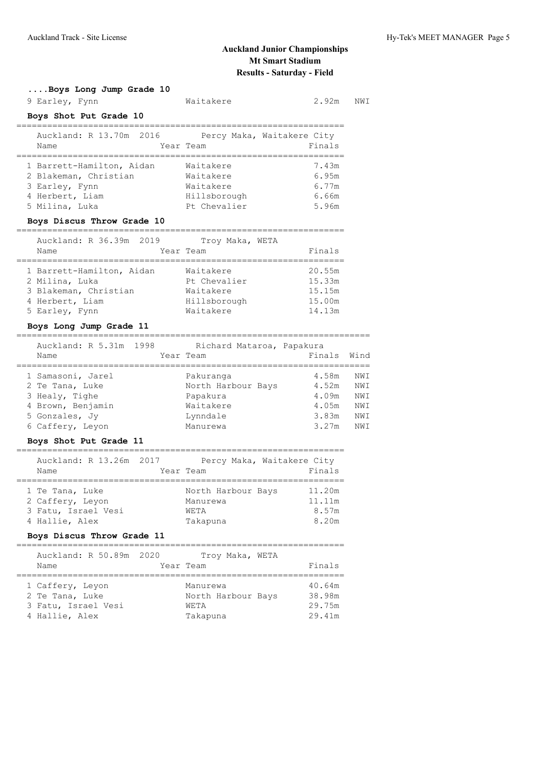# Auckland Junior Championships
## Mt Smart Stadium
## Results - Saturday - Field

### ....Boys Long Jump Grade 10

| Place | Name | Year | Team | Finals | Wind |
|---|---|---|---|---|---|
| 9 | Earley, Fynn | | Waitakere | 2.92m | NWI |

### Boys Shot Put Grade 10

Auckland: R 13.70m 2016 Percy Maka, Waitakere City

| Place | Name | Year | Team | Finals |
|---|---|---|---|---|
| 1 | Barrett-Hamilton, Aidan | | Waitakere | 7.43m |
| 2 | Blakeman, Christian | | Waitakere | 6.95m |
| 3 | Earley, Fynn | | Waitakere | 6.77m |
| 4 | Herbert, Liam | | Hillsborough | 6.66m |
| 5 | Milina, Luka | | Pt Chevalier | 5.96m |

### Boys Discus Throw Grade 10

Auckland: R 36.39m 2019 Troy Maka, WETA

| Place | Name | Year | Team | Finals |
|---|---|---|---|---|
| 1 | Barrett-Hamilton, Aidan | | Waitakere | 20.55m |
| 2 | Milina, Luka | | Pt Chevalier | 15.33m |
| 3 | Blakeman, Christian | | Waitakere | 15.15m |
| 4 | Herbert, Liam | | Hillsborough | 15.00m |
| 5 | Earley, Fynn | | Waitakere | 14.13m |

### Boys Long Jump Grade 11

Auckland: R 5.31m 1998 Richard Mataroa, Papakura

| Place | Name | Year | Team | Finals | Wind |
|---|---|---|---|---|---|
| 1 | Samasoni, Jarel | | Pakuranga | 4.58m | NWI |
| 2 | Te Tana, Luke | | North Harbour Bays | 4.52m | NWI |
| 3 | Healy, Tighe | | Papakura | 4.09m | NWI |
| 4 | Brown, Benjamin | | Waitakere | 4.05m | NWI |
| 5 | Gonzales, Jy | | Lynndale | 3.83m | NWI |
| 6 | Caffery, Leyon | | Manurewa | 3.27m | NWI |

### Boys Shot Put Grade 11

Auckland: R 13.26m 2017 Percy Maka, Waitakere City

| Place | Name | Year | Team | Finals |
|---|---|---|---|---|
| 1 | Te Tana, Luke | | North Harbour Bays | 11.20m |
| 2 | Caffery, Leyon | | Manurewa | 11.11m |
| 3 | Fatu, Israel Vesi | | WETA | 8.57m |
| 4 | Hallie, Alex | | Takapuna | 8.20m |

### Boys Discus Throw Grade 11

Auckland: R 50.89m 2020 Troy Maka, WETA

| Place | Name | Year | Team | Finals |
|---|---|---|---|---|
| 1 | Caffery, Leyon | | Manurewa | 40.64m |
| 2 | Te Tana, Luke | | North Harbour Bays | 38.98m |
| 3 | Fatu, Israel Vesi | | WETA | 29.75m |
| 4 | Hallie, Alex | | Takapuna | 29.41m |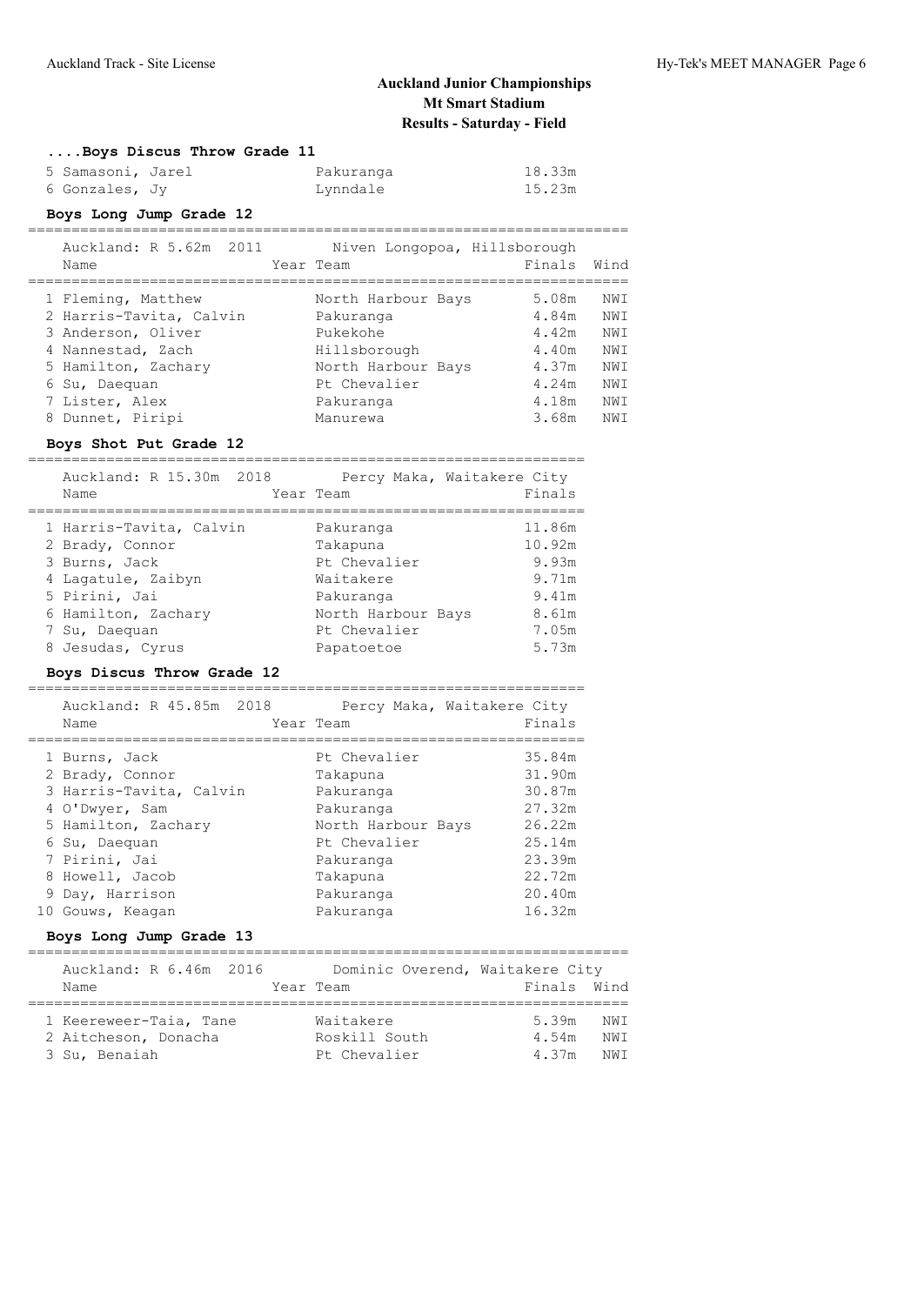# Auckland Junior Championships
## Mt Smart Stadium
### Results - Saturday - Field

### ....Boys Discus Throw Grade 11

| Place | Name | Year | Team | Finals |
|---|---|---|---|---|
| 5 | Samasoni, Jarel | | Pakuranga | 18.33m |
| 6 | Gonzales, Jy | | Lynndale | 15.23m |

### Boys Long Jump Grade 12

Auckland: R 5.62m 2011 Niven Longopoa, Hillsborough

| Place | Name | Year | Team | Finals | Wind |
|---|---|---|---|---|---|
| 1 | Fleming, Matthew | | North Harbour Bays | 5.08m | NWI |
| 2 | Harris-Tavita, Calvin | | Pakuranga | 4.84m | NWI |
| 3 | Anderson, Oliver | | Pukekohe | 4.42m | NWI |
| 4 | Nannestad, Zach | | Hillsborough | 4.40m | NWI |
| 5 | Hamilton, Zachary | | North Harbour Bays | 4.37m | NWI |
| 6 | Su, Daequan | | Pt Chevalier | 4.24m | NWI |
| 7 | Lister, Alex | | Pakuranga | 4.18m | NWI |
| 8 | Dunnet, Piripi | | Manurewa | 3.68m | NWI |

### Boys Shot Put Grade 12

Auckland: R 15.30m 2018 Percy Maka, Waitakere City

| Place | Name | Year | Team | Finals |
|---|---|---|---|---|
| 1 | Harris-Tavita, Calvin | | Pakuranga | 11.86m |
| 2 | Brady, Connor | | Takapuna | 10.92m |
| 3 | Burns, Jack | | Pt Chevalier | 9.93m |
| 4 | Lagatule, Zaibyn | | Waitakere | 9.71m |
| 5 | Pirini, Jai | | Pakuranga | 9.41m |
| 6 | Hamilton, Zachary | | North Harbour Bays | 8.61m |
| 7 | Su, Daequan | | Pt Chevalier | 7.05m |
| 8 | Jesudas, Cyrus | | Papatoetoe | 5.73m |

### Boys Discus Throw Grade 12

Auckland: R 45.85m 2018 Percy Maka, Waitakere City

| Place | Name | Year | Team | Finals |
|---|---|---|---|---|
| 1 | Burns, Jack | | Pt Chevalier | 35.84m |
| 2 | Brady, Connor | | Takapuna | 31.90m |
| 3 | Harris-Tavita, Calvin | | Pakuranga | 30.87m |
| 4 | O'Dwyer, Sam | | Pakuranga | 27.32m |
| 5 | Hamilton, Zachary | | North Harbour Bays | 26.22m |
| 6 | Su, Daequan | | Pt Chevalier | 25.14m |
| 7 | Pirini, Jai | | Pakuranga | 23.39m |
| 8 | Howell, Jacob | | Takapuna | 22.72m |
| 9 | Day, Harrison | | Pakuranga | 20.40m |
| 10 | Gouws, Keagan | | Pakuranga | 16.32m |

### Boys Long Jump Grade 13

Auckland: R 6.46m 2016 Dominic Overend, Waitakere City

| Place | Name | Year | Team | Finals | Wind |
|---|---|---|---|---|---|
| 1 | Keereweer-Taia, Tane | | Waitakere | 5.39m | NWI |
| 2 | Aitcheson, Donacha | | Roskill South | 4.54m | NWI |
| 3 | Su, Benaiah | | Pt Chevalier | 4.37m | NWI |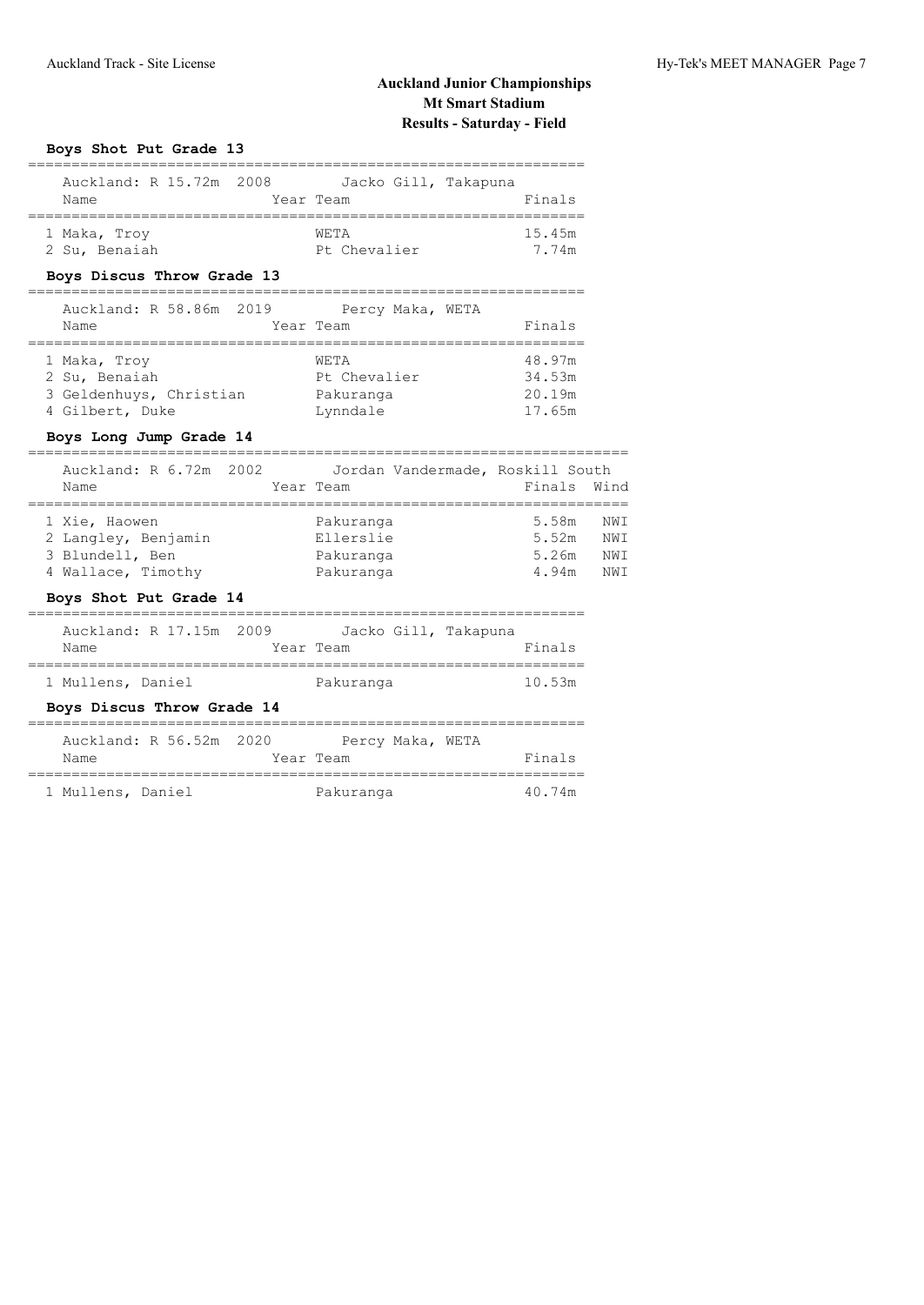# Auckland Junior Championships
## Mt Smart Stadium
## Results - Saturday - Field

### Boys Shot Put Grade 13

Auckland: R 15.72m 2008 Jacko Gill, Takapuna

| Name | Year Team | Finals |
|---|---|---|
| 1 Maka, Troy | WETA | 15.45m |
| 2 Su, Benaiah | Pt Chevalier | 7.74m |

### Boys Discus Throw Grade 13

Auckland: R 58.86m 2019 Percy Maka, WETA

| Name | Year Team | Finals |
|---|---|---|
| 1 Maka, Troy | WETA | 48.97m |
| 2 Su, Benaiah | Pt Chevalier | 34.53m |
| 3 Geldenhuys, Christian | Pakuranga | 20.19m |
| 4 Gilbert, Duke | Lynndale | 17.65m |

### Boys Long Jump Grade 14

Auckland: R 6.72m 2002 Jordan Vandermade, Roskill South

| Name | Year Team | Finals | Wind |
|---|---|---|---|
| 1 Xie, Haowen | Pakuranga | 5.58m | NWI |
| 2 Langley, Benjamin | Ellerslie | 5.52m | NWI |
| 3 Blundell, Ben | Pakuranga | 5.26m | NWI |
| 4 Wallace, Timothy | Pakuranga | 4.94m | NWI |

### Boys Shot Put Grade 14

Auckland: R 17.15m 2009 Jacko Gill, Takapuna

| Name | Year Team | Finals |
|---|---|---|
| 1 Mullens, Daniel | Pakuranga | 10.53m |

### Boys Discus Throw Grade 14

Auckland: R 56.52m 2020 Percy Maka, WETA

| Name | Year Team | Finals |
|---|---|---|
| 1 Mullens, Daniel | Pakuranga | 40.74m |